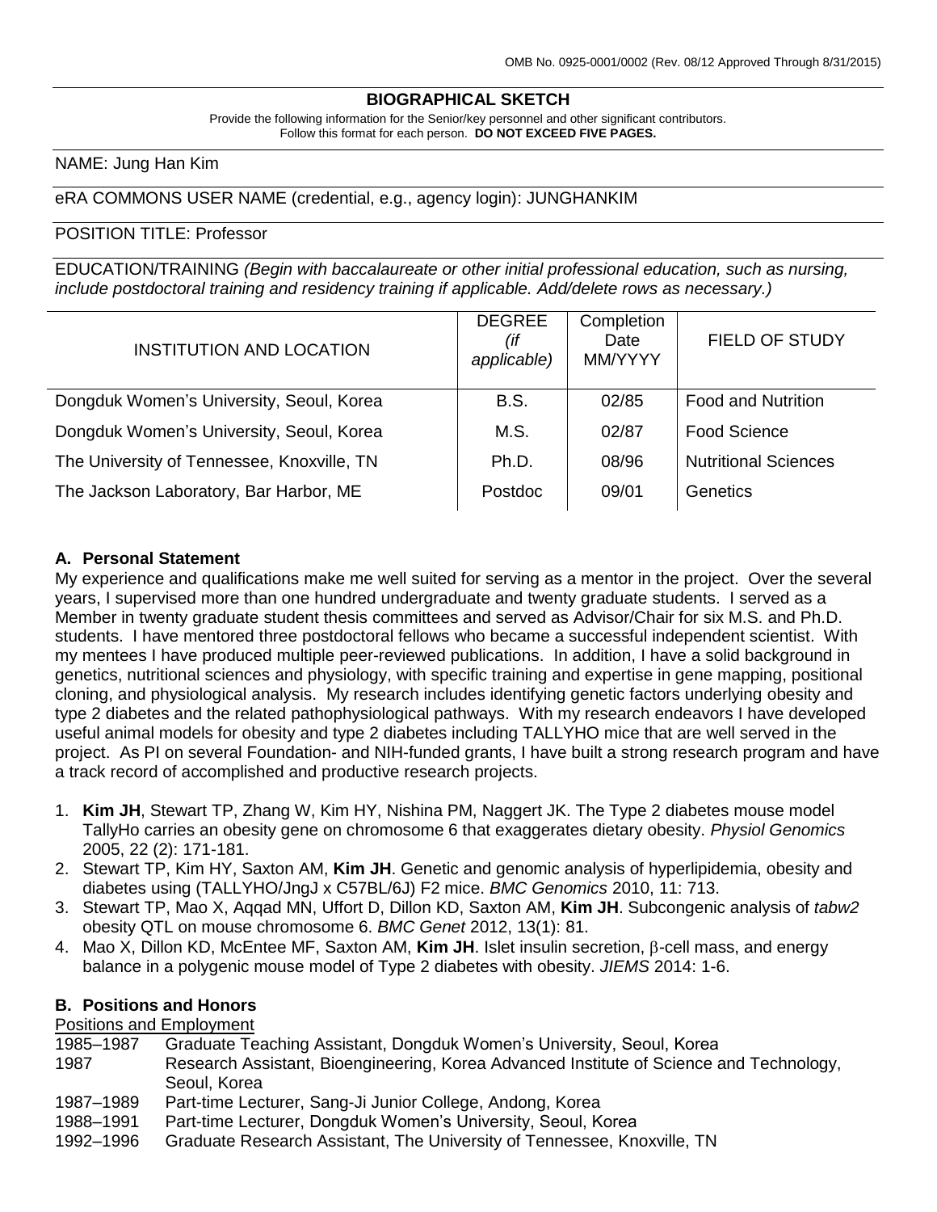OMB No. 0925-0001/0002 (Rev. 08/12 Approved Through 8/31/2015)

# BIOGRAPHICAL SKETCH

Provide the following information for the Senior/key personnel and other significant contributors.
Follow this format for each person. **DO NOT EXCEED FIVE PAGES.**

NAME: Jung Han Kim

eRA COMMONS USER NAME (credential, e.g., agency login): JUNGHANKIM

POSITION TITLE: Professor

EDUCATION/TRAINING *(Begin with baccalaureate or other initial professional education, such as nursing, include postdoctoral training and residency training if applicable. Add/delete rows as necessary.)*

| INSTITUTION AND LOCATION | DEGREE *(if applicable)* | Completion Date MM/YYYY | FIELD OF STUDY |
|---|---|---|---|
| Dongduk Women's University, Seoul, Korea | B.S. | 02/85 | Food and Nutrition |
| Dongduk Women's University, Seoul, Korea | M.S. | 02/87 | Food Science |
| The University of Tennessee, Knoxville, TN | Ph.D. | 08/96 | Nutritional Sciences |
| The Jackson Laboratory, Bar Harbor, ME | Postdoc | 09/01 | Genetics |

## A. Personal Statement

My experience and qualifications make me well suited for serving as a mentor in the project. Over the several years, I supervised more than one hundred undergraduate and twenty graduate students. I served as a Member in twenty graduate student thesis committees and served as Advisor/Chair for six M.S. and Ph.D. students. I have mentored three postdoctoral fellows who became a successful independent scientist. With my mentees I have produced multiple peer-reviewed publications. In addition, I have a solid background in genetics, nutritional sciences and physiology, with specific training and expertise in gene mapping, positional cloning, and physiological analysis. My research includes identifying genetic factors underlying obesity and type 2 diabetes and the related pathophysiological pathways. With my research endeavors I have developed useful animal models for obesity and type 2 diabetes including TALLYHO mice that are well served in the project. As PI on several Foundation- and NIH-funded grants, I have built a strong research program and have a track record of accomplished and productive research projects.

1. **Kim JH**, Stewart TP, Zhang W, Kim HY, Nishina PM, Naggert JK. The Type 2 diabetes mouse model TallyHo carries an obesity gene on chromosome 6 that exaggerates dietary obesity. *Physiol Genomics* 2005, 22 (2): 171-181.
2. Stewart TP, Kim HY, Saxton AM, **Kim JH**. Genetic and genomic analysis of hyperlipidemia, obesity and diabetes using (TALLYHO/JngJ x C57BL/6J) F2 mice. *BMC Genomics* 2010, 11: 713.
3. Stewart TP, Mao X, Aqqad MN, Uffort D, Dillon KD, Saxton AM, **Kim JH**. Subcongenic analysis of *tabw2* obesity QTL on mouse chromosome 6. *BMC Genet* 2012, 13(1): 81.
4. Mao X, Dillon KD, McEntee MF, Saxton AM, **Kim JH**. Islet insulin secretion, β-cell mass, and energy balance in a polygenic mouse model of Type 2 diabetes with obesity. *JIEMS* 2014: 1-6.

## B. Positions and Honors

Positions and Employment

| | |
|---|---|
| 1985–1987 | Graduate Teaching Assistant, Dongduk Women's University, Seoul, Korea |
| 1987 | Research Assistant, Bioengineering, Korea Advanced Institute of Science and Technology, Seoul, Korea |
| 1987–1989 | Part-time Lecturer, Sang-Ji Junior College, Andong, Korea |
| 1988–1991 | Part-time Lecturer, Dongduk Women's University, Seoul, Korea |
| 1992–1996 | Graduate Research Assistant, The University of Tennessee, Knoxville, TN |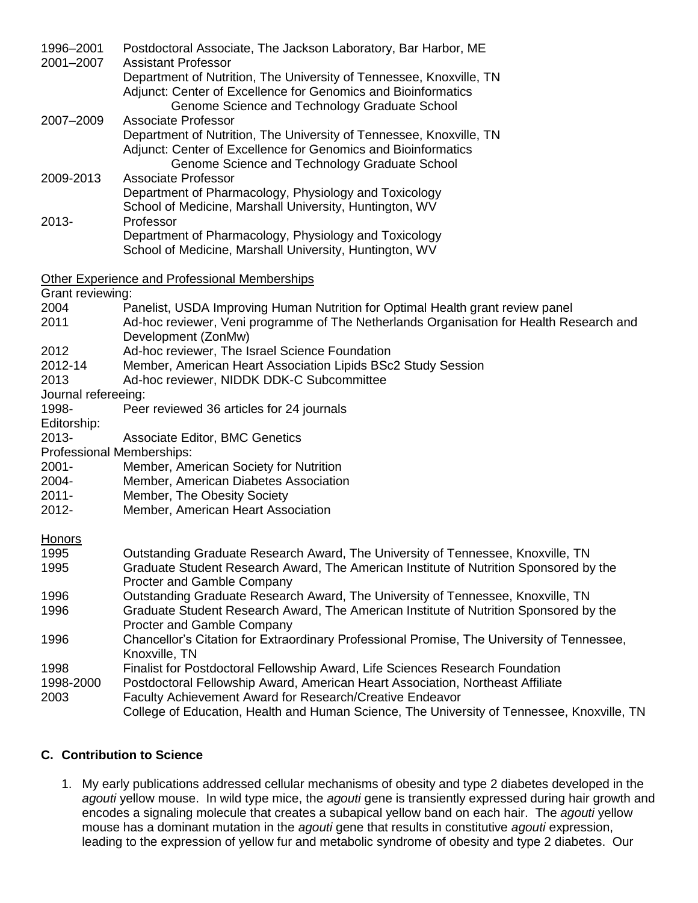1996–2001 Postdoctoral Associate, The Jackson Laboratory, Bar Harbor, ME

2001–2007 Assistant Professor
Department of Nutrition, The University of Tennessee, Knoxville, TN
Adjunct: Center of Excellence for Genomics and Bioinformatics
Genome Science and Technology Graduate School

2007–2009 Associate Professor
Department of Nutrition, The University of Tennessee, Knoxville, TN
Adjunct: Center of Excellence for Genomics and Bioinformatics
Genome Science and Technology Graduate School

2009-2013 Associate Professor
Department of Pharmacology, Physiology and Toxicology
School of Medicine, Marshall University, Huntington, WV

2013- Professor
Department of Pharmacology, Physiology and Toxicology
School of Medicine, Marshall University, Huntington, WV

Other Experience and Professional Memberships

Grant reviewing:

2004 Panelist, USDA Improving Human Nutrition for Optimal Health grant review panel

2011 Ad-hoc reviewer, Veni programme of The Netherlands Organisation for Health Research and Development (ZonMw)

2012 Ad-hoc reviewer, The Israel Science Foundation

2012-14 Member, American Heart Association Lipids BSc2 Study Session

2013 Ad-hoc reviewer, NIDDK DDK-C Subcommittee

Journal refereeing:

1998- Peer reviewed 36 articles for 24 journals

Editorship:

2013- Associate Editor, BMC Genetics

Professional Memberships:

2001- Member, American Society for Nutrition

2004- Member, American Diabetes Association

2011- Member, The Obesity Society

2012- Member, American Heart Association

Honors

1995 Outstanding Graduate Research Award, The University of Tennessee, Knoxville, TN

1995 Graduate Student Research Award, The American Institute of Nutrition Sponsored by the Procter and Gamble Company

1996 Outstanding Graduate Research Award, The University of Tennessee, Knoxville, TN

1996 Graduate Student Research Award, The American Institute of Nutrition Sponsored by the Procter and Gamble Company

1996 Chancellor's Citation for Extraordinary Professional Promise, The University of Tennessee, Knoxville, TN

1998 Finalist for Postdoctoral Fellowship Award, Life Sciences Research Foundation

1998-2000 Postdoctoral Fellowship Award, American Heart Association, Northeast Affiliate

2003 Faculty Achievement Award for Research/Creative Endeavor
College of Education, Health and Human Science, The University of Tennessee, Knoxville, TN

## C. Contribution to Science

1. My early publications addressed cellular mechanisms of obesity and type 2 diabetes developed in the *agouti* yellow mouse. In wild type mice, the *agouti* gene is transiently expressed during hair growth and encodes a signaling molecule that creates a subapical yellow band on each hair. The *agouti* yellow mouse has a dominant mutation in the *agouti* gene that results in constitutive *agouti* expression, leading to the expression of yellow fur and metabolic syndrome of obesity and type 2 diabetes. Our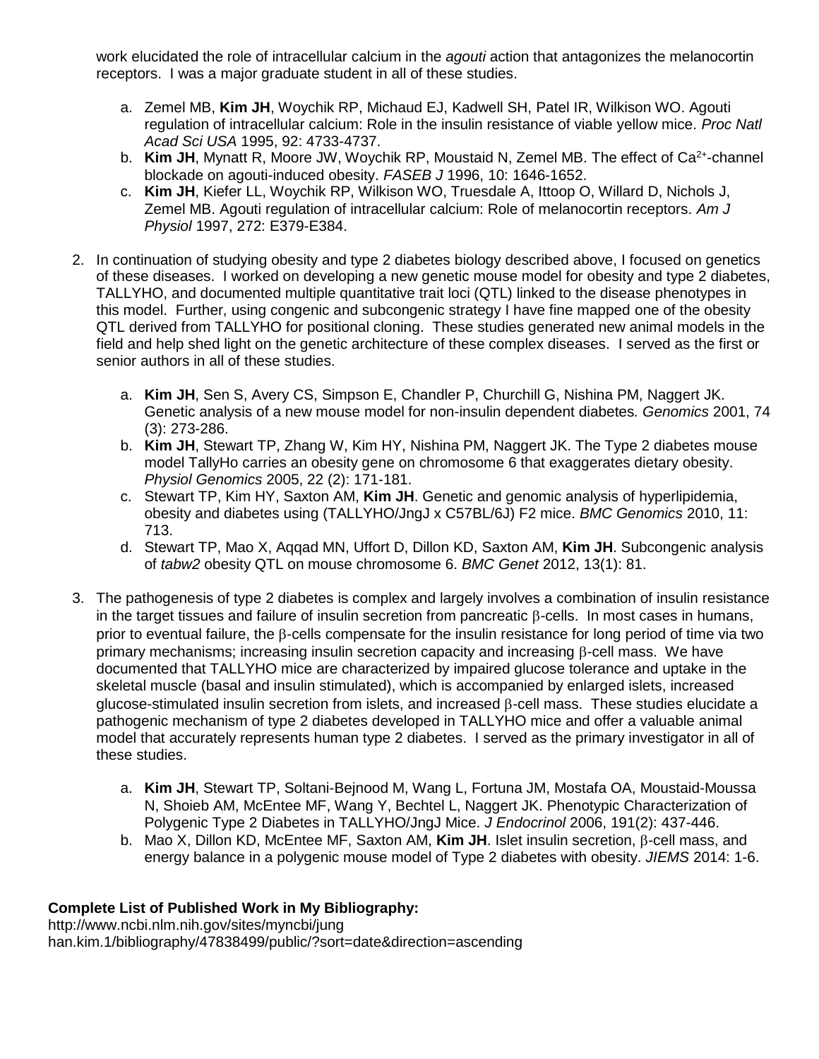work elucidated the role of intracellular calcium in the *agouti* action that antagonizes the melanocortin receptors. I was a major graduate student in all of these studies.

a. Zemel MB, **Kim JH**, Woychik RP, Michaud EJ, Kadwell SH, Patel IR, Wilkison WO. Agouti regulation of intracellular calcium: Role in the insulin resistance of viable yellow mice. *Proc Natl Acad Sci USA* 1995, 92: 4733-4737.
b. **Kim JH**, Mynatt R, Moore JW, Woychik RP, Moustaid N, Zemel MB. The effect of $Ca^{2+}$-channel blockade on agouti-induced obesity. *FASEB J* 1996, 10: 1646-1652.
c. **Kim JH**, Kiefer LL, Woychik RP, Wilkison WO, Truesdale A, Ittoop O, Willard D, Nichols J, Zemel MB. Agouti regulation of intracellular calcium: Role of melanocortin receptors. *Am J Physiol* 1997, 272: E379-E384.

2. In continuation of studying obesity and type 2 diabetes biology described above, I focused on genetics of these diseases. I worked on developing a new genetic mouse model for obesity and type 2 diabetes, TALLYHO, and documented multiple quantitative trait loci (QTL) linked to the disease phenotypes in this model. Further, using congenic and subcongenic strategy I have fine mapped one of the obesity QTL derived from TALLYHO for positional cloning. These studies generated new animal models in the field and help shed light on the genetic architecture of these complex diseases. I served as the first or senior authors in all of these studies.

   a. **Kim JH**, Sen S, Avery CS, Simpson E, Chandler P, Churchill G, Nishina PM, Naggert JK. Genetic analysis of a new mouse model for non-insulin dependent diabetes. *Genomics* 2001, 74 (3): 273-286.
   b. **Kim JH**, Stewart TP, Zhang W, Kim HY, Nishina PM, Naggert JK. The Type 2 diabetes mouse model TallyHo carries an obesity gene on chromosome 6 that exaggerates dietary obesity. *Physiol Genomics* 2005, 22 (2): 171-181.
   c. Stewart TP, Kim HY, Saxton AM, **Kim JH**. Genetic and genomic analysis of hyperlipidemia, obesity and diabetes using (TALLYHO/JngJ x C57BL/6J) F2 mice. *BMC Genomics* 2010, 11: 713.
   d. Stewart TP, Mao X, Aqqad MN, Uffort D, Dillon KD, Saxton AM, **Kim JH**. Subcongenic analysis of *tabw2* obesity QTL on mouse chromosome 6. *BMC Genet* 2012, 13(1): 81.

3. The pathogenesis of type 2 diabetes is complex and largely involves a combination of insulin resistance in the target tissues and failure of insulin secretion from pancreatic β-cells. In most cases in humans, prior to eventual failure, the β-cells compensate for the insulin resistance for long period of time via two primary mechanisms; increasing insulin secretion capacity and increasing β-cell mass. We have documented that TALLYHO mice are characterized by impaired glucose tolerance and uptake in the skeletal muscle (basal and insulin stimulated), which is accompanied by enlarged islets, increased glucose-stimulated insulin secretion from islets, and increased β-cell mass. These studies elucidate a pathogenic mechanism of type 2 diabetes developed in TALLYHO mice and offer a valuable animal model that accurately represents human type 2 diabetes. I served as the primary investigator in all of these studies.

   a. **Kim JH**, Stewart TP, Soltani-Bejnood M, Wang L, Fortuna JM, Mostafa OA, Moustaid-Moussa N, Shoieb AM, McEntee MF, Wang Y, Bechtel L, Naggert JK. Phenotypic Characterization of Polygenic Type 2 Diabetes in TALLYHO/JngJ Mice. *J Endocrinol* 2006, 191(2): 437-446.
   b. Mao X, Dillon KD, McEntee MF, Saxton AM, **Kim JH**. Islet insulin secretion, β-cell mass, and energy balance in a polygenic mouse model of Type 2 diabetes with obesity. *JIEMS* 2014: 1-6.

**Complete List of Published Work in My Bibliography:**
http://www.ncbi.nlm.nih.gov/sites/myncbi/jung han.kim.1/bibliography/47838499/public/?sort=date&direction=ascending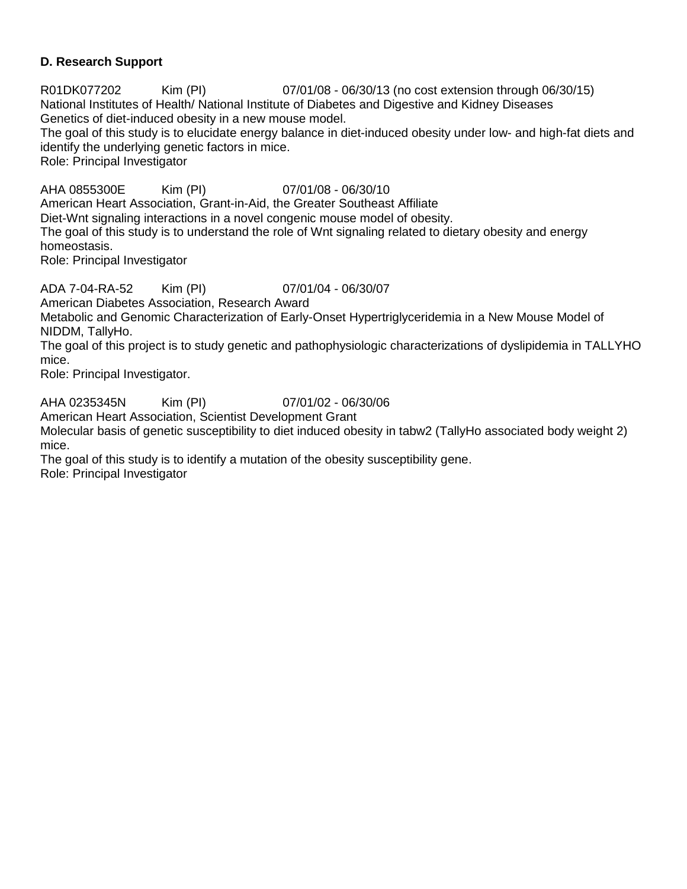**D. Research Support**

R01DK077202 Kim (PI) 07/01/08 - 06/30/13 (no cost extension through 06/30/15)
National Institutes of Health/ National Institute of Diabetes and Digestive and Kidney Diseases
Genetics of diet-induced obesity in a new mouse model.
The goal of this study is to elucidate energy balance in diet-induced obesity under low- and high-fat diets and identify the underlying genetic factors in mice.
Role: Principal Investigator

AHA 0855300E Kim (PI) 07/01/08 - 06/30/10
American Heart Association, Grant-in-Aid, the Greater Southeast Affiliate
Diet-Wnt signaling interactions in a novel congenic mouse model of obesity.
The goal of this study is to understand the role of Wnt signaling related to dietary obesity and energy homeostasis.
Role: Principal Investigator

ADA 7-04-RA-52 Kim (PI) 07/01/04 - 06/30/07
American Diabetes Association, Research Award
Metabolic and Genomic Characterization of Early-Onset Hypertriglyceridemia in a New Mouse Model of NIDDM, TallyHo.
The goal of this project is to study genetic and pathophysiologic characterizations of dyslipidemia in TALLYHO mice.
Role: Principal Investigator.

AHA 0235345N Kim (PI) 07/01/02 - 06/30/06
American Heart Association, Scientist Development Grant
Molecular basis of genetic susceptibility to diet induced obesity in tabw2 (TallyHo associated body weight 2) mice.
The goal of this study is to identify a mutation of the obesity susceptibility gene.
Role: Principal Investigator